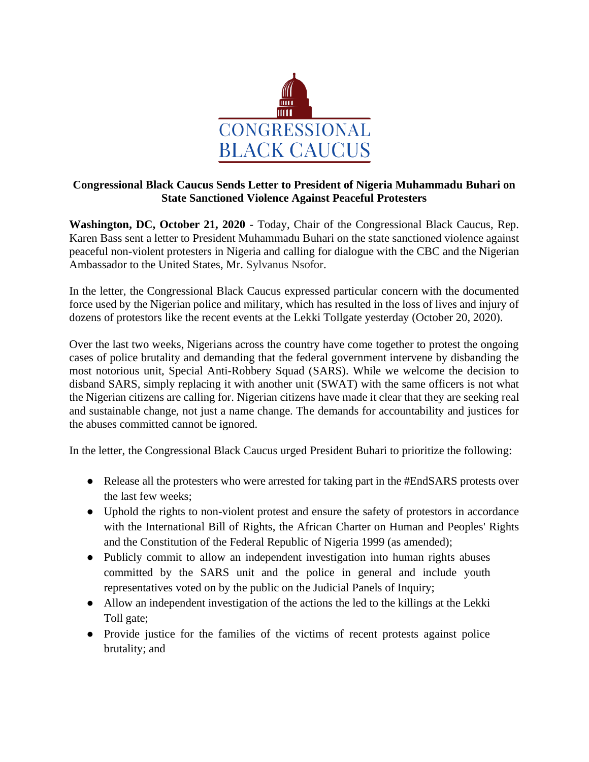CONGRESSIONAL BLACK CAUCUS

**Congressional Black Caucus Sends Letter to President of Nigeria Muhammadu Buhari on State Sanctioned Violence Against Peaceful Protesters**

**Washington, DC, October 21, 2020** - Today, Chair of the Congressional Black Caucus, Rep. Karen Bass sent a letter to President Muhammadu Buhari on the state sanctioned violence against peaceful non-violent protesters in Nigeria and calling for dialogue with the CBC and the Nigerian Ambassador to the United States, Mr. Sylvanus Nsofor.

In the letter, the Congressional Black Caucus expressed particular concern with the documented force used by the Nigerian police and military, which has resulted in the loss of lives and injury of dozens of protestors like the recent events at the Lekki Tollgate yesterday (October 20, 2020).

Over the last two weeks, Nigerians across the country have come together to protest the ongoing cases of police brutality and demanding that the federal government intervene by disbanding the most notorious unit, Special Anti-Robbery Squad (SARS). While we welcome the decision to disband SARS, simply replacing it with another unit (SWAT) with the same officers is not what the Nigerian citizens are calling for. Nigerian citizens have made it clear that they are seeking real and sustainable change, not just a name change. The demands for accountability and justices for the abuses committed cannot be ignored.

In the letter, the Congressional Black Caucus urged President Buhari to prioritize the following:

- Release all the protesters who were arrested for taking part in the #EndSARS protests over the last few weeks;
- Uphold the rights to non-violent protest and ensure the safety of protestors in accordance with the International Bill of Rights, the African Charter on Human and Peoples' Rights and the Constitution of the Federal Republic of Nigeria 1999 (as amended);
- Publicly commit to allow an independent investigation into human rights abuses committed by the SARS unit and the police in general and include youth representatives voted on by the public on the Judicial Panels of Inquiry;
- Allow an independent investigation of the actions the led to the killings at the Lekki Toll gate;
- Provide justice for the families of the victims of recent protests against police brutality; and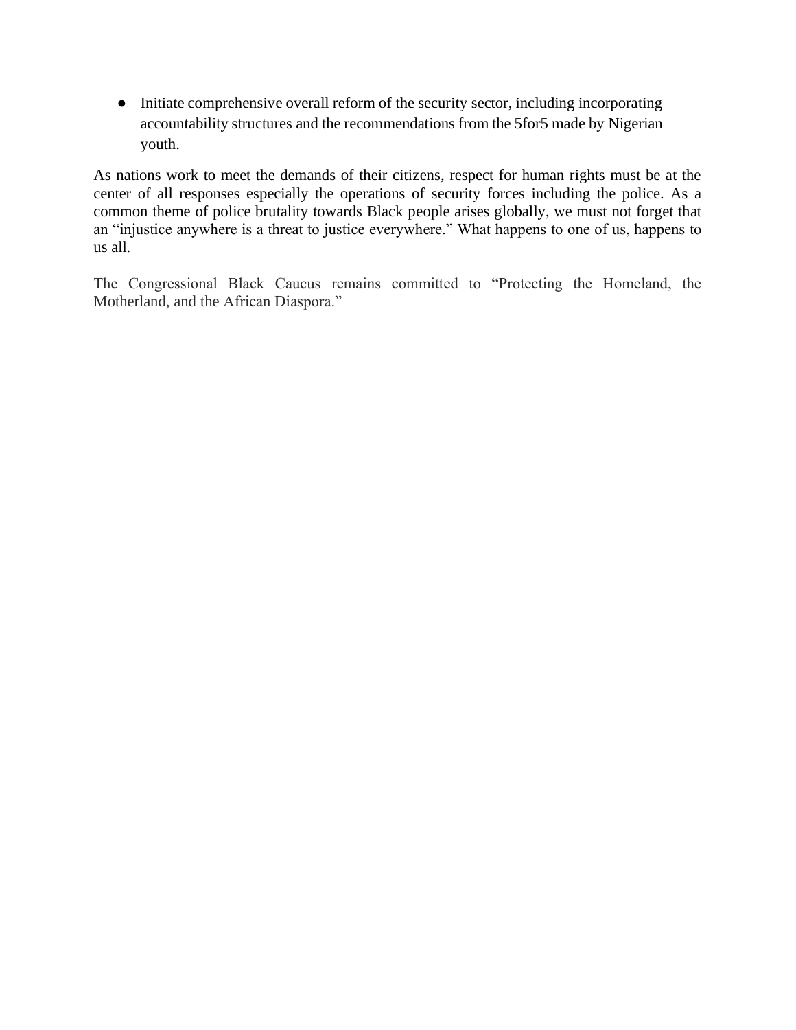- Initiate comprehensive overall reform of the security sector, including incorporating accountability structures and the recommendations from the 5for5 made by Nigerian youth.

As nations work to meet the demands of their citizens, respect for human rights must be at the center of all responses especially the operations of security forces including the police. As a common theme of police brutality towards Black people arises globally, we must not forget that an "injustice anywhere is a threat to justice everywhere." What happens to one of us, happens to us all.

The Congressional Black Caucus remains committed to "Protecting the Homeland, the Motherland, and the African Diaspora."